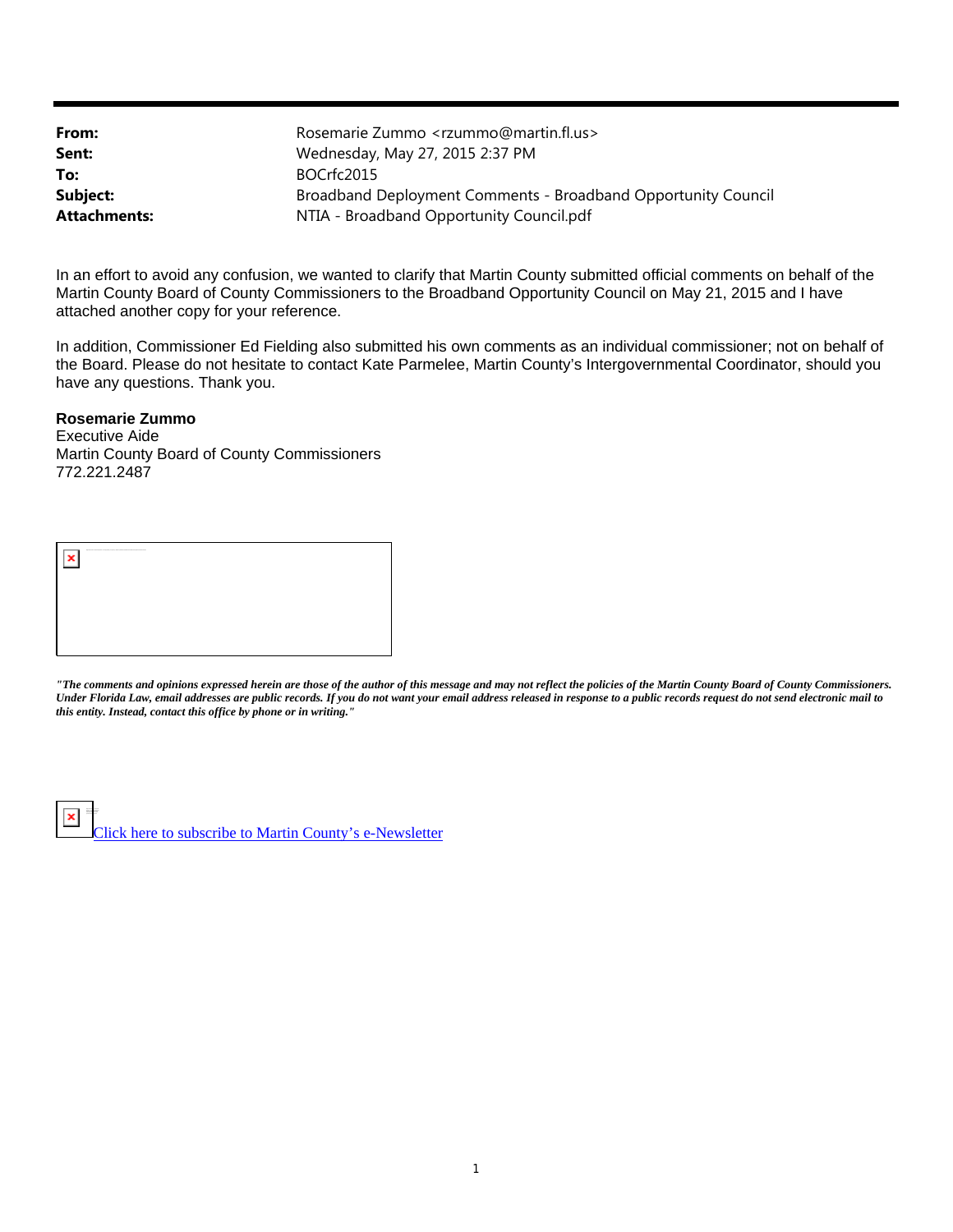| | |
|---|---|
| **From:** | Rosemarie Zummo <rzummo@martin.fl.us> |
| **Sent:** | Wednesday, May 27, 2015 2:37 PM |
| **To:** | BOCrfc2015 |
| **Subject:** | Broadband Deployment Comments - Broadband Opportunity Council |
| **Attachments:** | NTIA - Broadband Opportunity Council.pdf |

In an effort to avoid any confusion, we wanted to clarify that Martin County submitted official comments on behalf of the Martin County Board of County Commissioners to the Broadband Opportunity Council on May 21, 2015 and I have attached another copy for your reference.

In addition, Commissioner Ed Fielding also submitted his own comments as an individual commissioner; not on behalf of the Board. Please do not hesitate to contact Kate Parmelee, Martin County's Intergovernmental Coordinator, should you have any questions. Thank you.

**Rosemarie Zummo**
Executive Aide
Martin County Board of County Commissioners
772.221.2487

***"The comments and opinions expressed herein are those of the author of this message and may not reflect the policies of the Martin County Board of County Commissioners. Under Florida Law, email addresses are public records. If you do not want your email address released in response to a public records request do not send electronic mail to this entity. Instead, contact this office by phone or in writing."***

Click here to subscribe to Martin County's e-Newsletter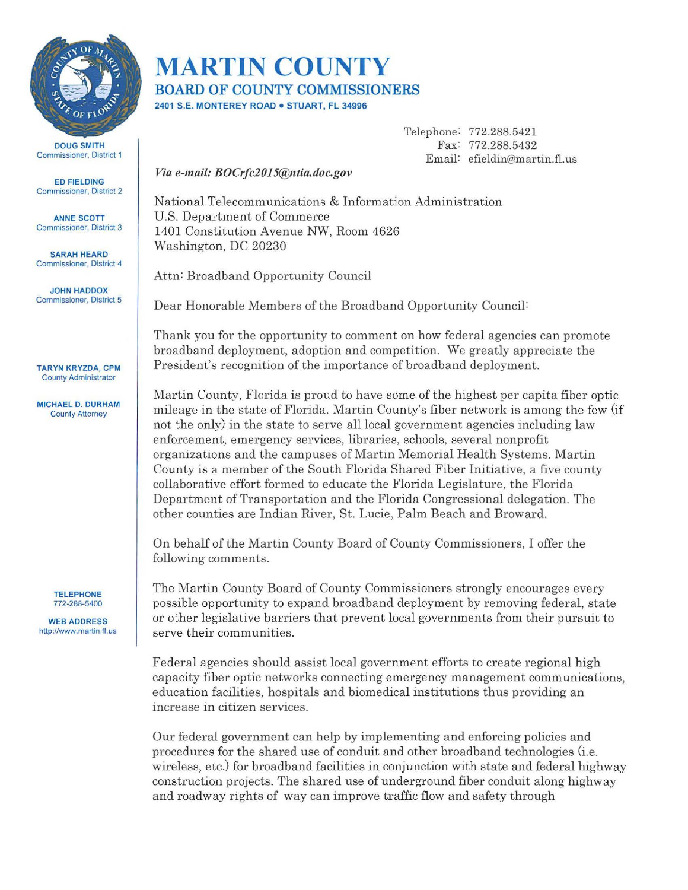# MARTIN COUNTY

## BOARD OF COUNTY COMMISSIONERS

2401 S.E. MONTEREY ROAD • STUART, FL 34996

**DOUG SMITH**
Commissioner, District 1

**ED FIELDING**
Commissioner, District 2

**ANNE SCOTT**
Commissioner, District 3

**SARAH HEARD**
Commissioner, District 4

**JOHN HADDOX**
Commissioner, District 5

**TARYN KRYZDA, CPM**
County Administrator

**MICHAEL D. DURHAM**
County Attorney

**TELEPHONE**
772-288-5400

**WEB ADDRESS**
http://www.martin.fl.us

Telephone: 772.288.5421
Fax: 772.288.5432
Email: efieldin@martin.fl.us

*Via e-mail: BOCrfc2015@ntia.doc.gov*

National Telecommunications & Information Administration
U.S. Department of Commerce
1401 Constitution Avenue NW, Room 4626
Washington, DC 20230

Attn: Broadband Opportunity Council

Dear Honorable Members of the Broadband Opportunity Council:

Thank you for the opportunity to comment on how federal agencies can promote broadband deployment, adoption and competition. We greatly appreciate the President's recognition of the importance of broadband deployment.

Martin County, Florida is proud to have some of the highest per capita fiber optic mileage in the state of Florida. Martin County's fiber network is among the few (if not the only) in the state to serve all local government agencies including law enforcement, emergency services, libraries, schools, several nonprofit organizations and the campuses of Martin Memorial Health Systems. Martin County is a member of the South Florida Shared Fiber Initiative, a five county collaborative effort formed to educate the Florida Legislature, the Florida Department of Transportation and the Florida Congressional delegation. The other counties are Indian River, St. Lucie, Palm Beach and Broward.

On behalf of the Martin County Board of County Commissioners, I offer the following comments.

The Martin County Board of County Commissioners strongly encourages every possible opportunity to expand broadband deployment by removing federal, state or other legislative barriers that prevent local governments from their pursuit to serve their communities.

Federal agencies should assist local government efforts to create regional high capacity fiber optic networks connecting emergency management communications, education facilities, hospitals and biomedical institutions thus providing an increase in citizen services.

Our federal government can help by implementing and enforcing policies and procedures for the shared use of conduit and other broadband technologies (i.e. wireless, etc.) for broadband facilities in conjunction with state and federal highway construction projects. The shared use of underground fiber conduit along highway and roadway rights of way can improve traffic flow and safety through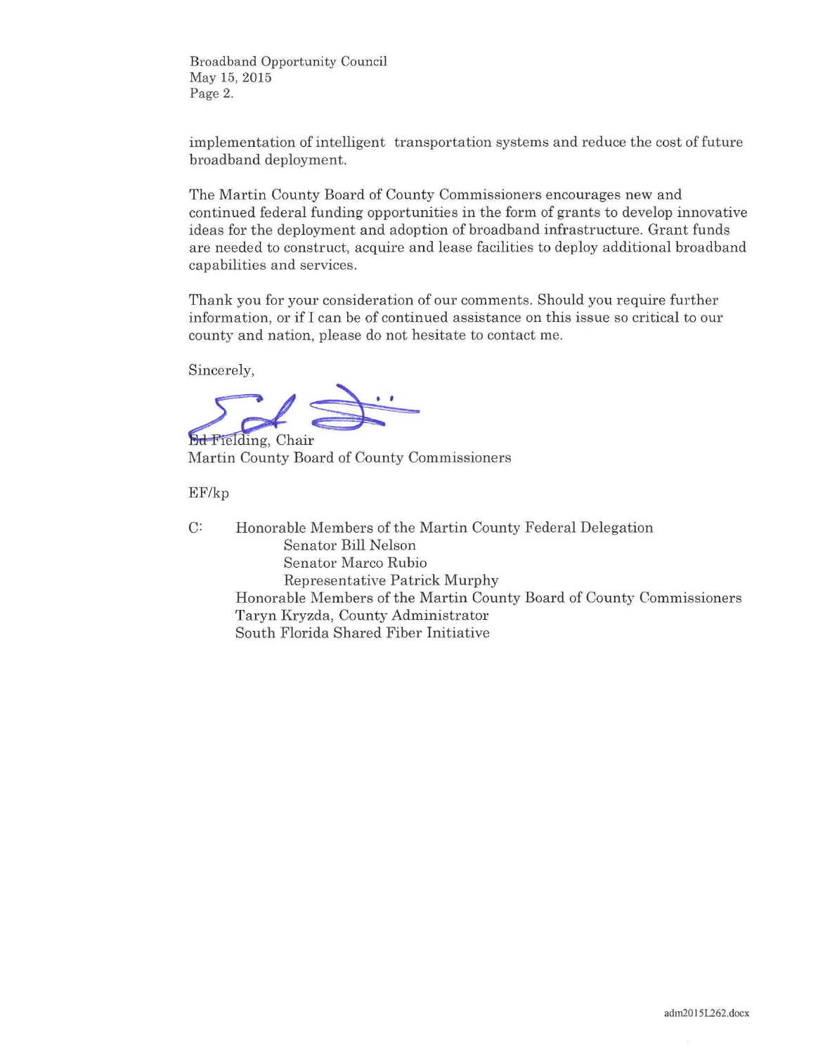implementation of intelligent transportation systems and reduce the cost of future broadband deployment.

The Martin County Board of County Commissioners encourages new and continued federal funding opportunities in the form of grants to develop innovative ideas for the deployment and adoption of broadband infrastructure. Grant funds are needed to construct, acquire and lease facilities to deploy additional broadband capabilities and services.

Thank you for your consideration of our comments. Should you require further information, or if I can be of continued assistance on this issue so critical to our county and nation, please do not hesitate to contact me.

Sincerely,

Ed Fielding, Chair
Martin County Board of County Commissioners

EF/kp

C: Honorable Members of the Martin County Federal Delegation
 Senator Bill Nelson
 Senator Marco Rubio
 Representative Patrick Murphy
 Honorable Members of the Martin County Board of County Commissioners
 Taryn Kryzda, County Administrator
 South Florida Shared Fiber Initiative

adm2015L262.docx